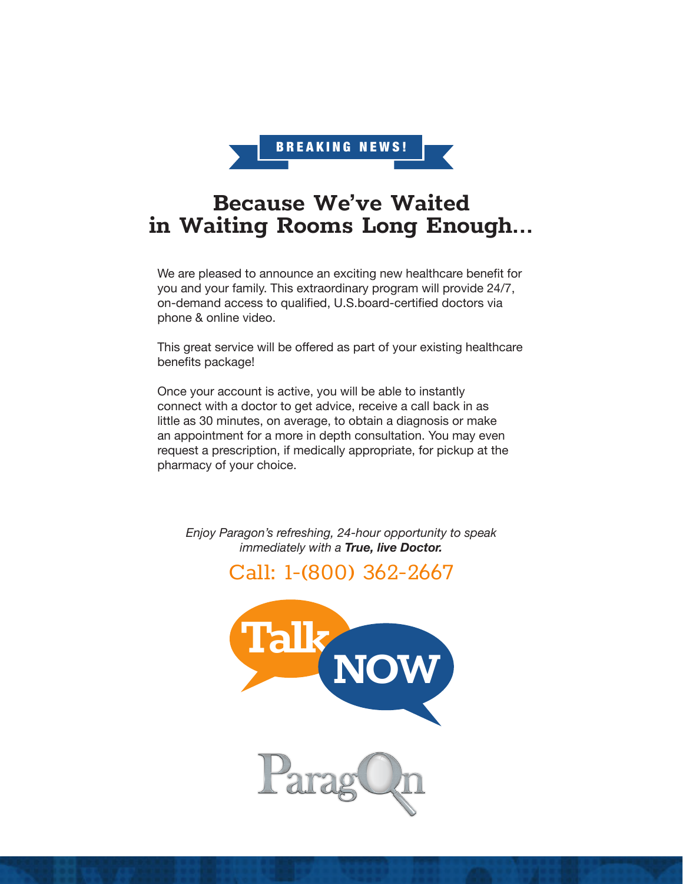BREAKING NEWS!

# Because We've Waited in Waiting Rooms Long Enough...

We are pleased to announce an exciting new healthcare benefit for you and your family. This extraordinary program will provide 24/7, on-demand access to qualified, U.S.board-certified doctors via phone & online video.

This great service will be offered as part of your existing healthcare benefits package!

Once your account is active, you will be able to instantly connect with a doctor to get advice, receive a call back in as little as 30 minutes, on average, to obtain a diagnosis or make an appointment for a more in depth consultation. You may even request a prescription, if medically appropriate, for pickup at the pharmacy of your choice.

*Enjoy Paragon's refreshing, 24-hour opportunity to speak immediately with a **True, live Doctor.***

Call: 1-(800) 362-2667

Talk NOW

Paragon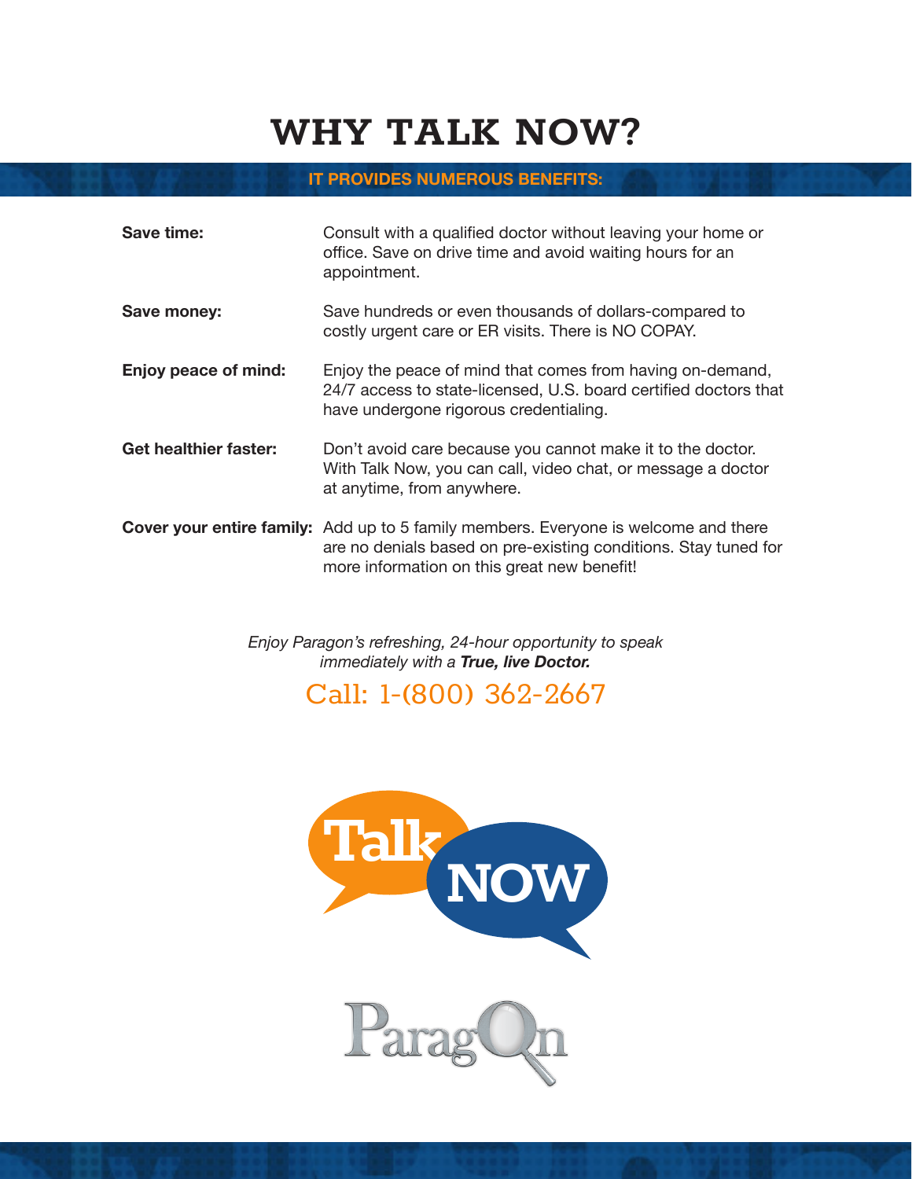# WHY TALK NOW?

**IT PROVIDES NUMEROUS BENEFITS:**

| | |
|---|---|
| **Save time:** | Consult with a qualified doctor without leaving your home or office. Save on drive time and avoid waiting hours for an appointment. |
| **Save money:** | Save hundreds or even thousands of dollars-compared to costly urgent care or ER visits. There is NO COPAY. |
| **Enjoy peace of mind:** | Enjoy the peace of mind that comes from having on-demand, 24/7 access to state-licensed, U.S. board certified doctors that have undergone rigorous credentialing. |
| **Get healthier faster:** | Don't avoid care because you cannot make it to the doctor. With Talk Now, you can call, video chat, or message a doctor at anytime, from anywhere. |
| **Cover your entire family:** | Add up to 5 family members. Everyone is welcome and there are no denials based on pre-existing conditions. Stay tuned for more information on this great new benefit! |

*Enjoy Paragon's refreshing, 24-hour opportunity to speak immediately with a **True, live Doctor.***

Call: 1-(800) 362-2667

Talk NOW

Paragon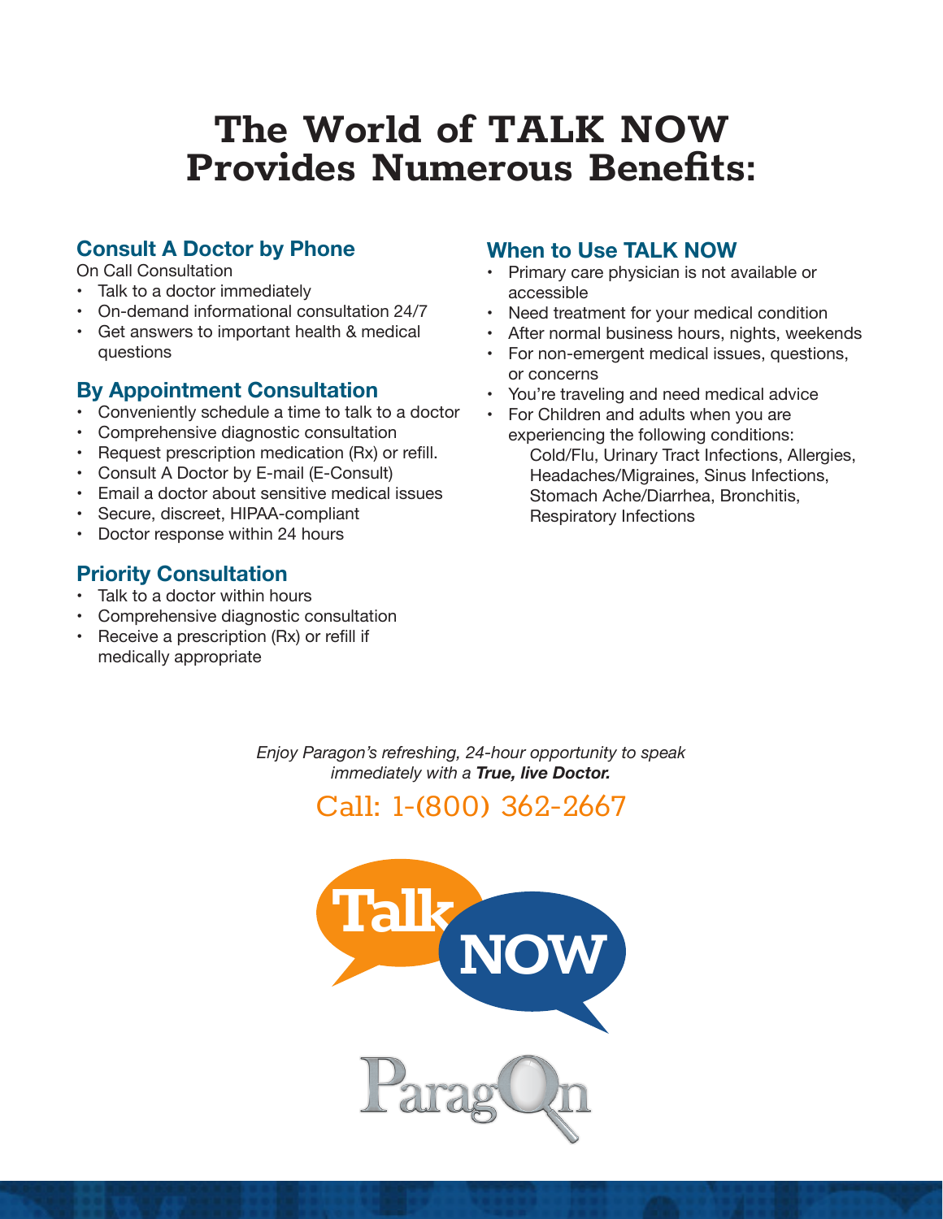# The World of TALK NOW Provides Numerous Benefits:

## Consult A Doctor by Phone

On Call Consultation

- Talk to a doctor immediately
- On-demand informational consultation 24/7
- Get answers to important health & medical questions

## By Appointment Consultation

- Conveniently schedule a time to talk to a doctor
- Comprehensive diagnostic consultation
- Request prescription medication (Rx) or refill.
- Consult A Doctor by E-mail (E-Consult)
- Email a doctor about sensitive medical issues
- Secure, discreet, HIPAA-compliant
- Doctor response within 24 hours

## Priority Consultation

- Talk to a doctor within hours
- Comprehensive diagnostic consultation
- Receive a prescription (Rx) or refill if medically appropriate

## When to Use TALK NOW

- Primary care physician is not available or accessible
- Need treatment for your medical condition
- After normal business hours, nights, weekends
- For non-emergent medical issues, questions, or concerns
- You're traveling and need medical advice
- For Children and adults when you are experiencing the following conditions:
  Cold/Flu, Urinary Tract Infections, Allergies, Headaches/Migraines, Sinus Infections, Stomach Ache/Diarrhea, Bronchitis, Respiratory Infections

*Enjoy Paragon's refreshing, 24-hour opportunity to speak immediately with a* ***True, live Doctor.***

Call: 1-(800) 362-2667

Talk NOW

Paragon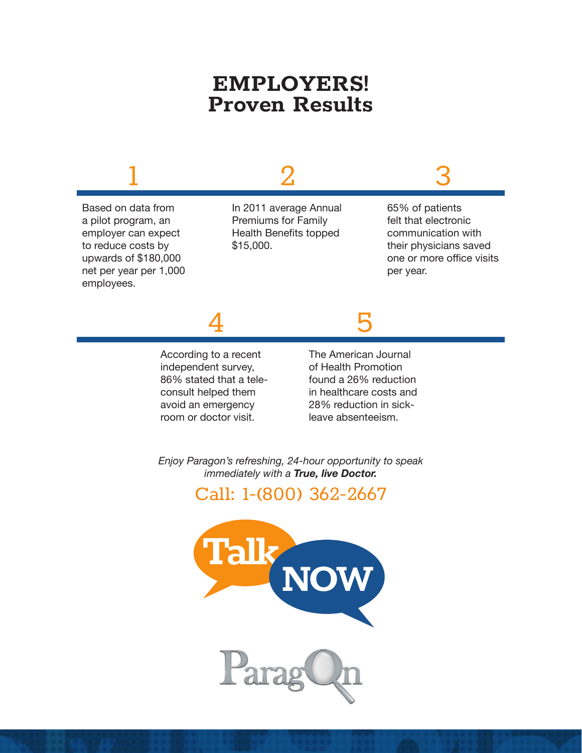# EMPLOYERS!
# Proven Results

**1**

Based on data from a pilot program, an employer can expect to reduce costs by upwards of $180,000 net per year per 1,000 employees.

**2**

In 2011 average Annual Premiums for Family Health Benefits topped $15,000.

**3**

65% of patients felt that electronic communication with their physicians saved one or more office visits per year.

**4**

According to a recent independent survey, 86% stated that a tele-consult helped them avoid an emergency room or doctor visit.

**5**

The American Journal of Health Promotion found a 26% reduction in healthcare costs and 28% reduction in sick-leave absenteeism.

*Enjoy Paragon's refreshing, 24-hour opportunity to speak immediately with a **True, live Doctor.***

Call: 1-(800) 362-2667

Talk NOW

Paragon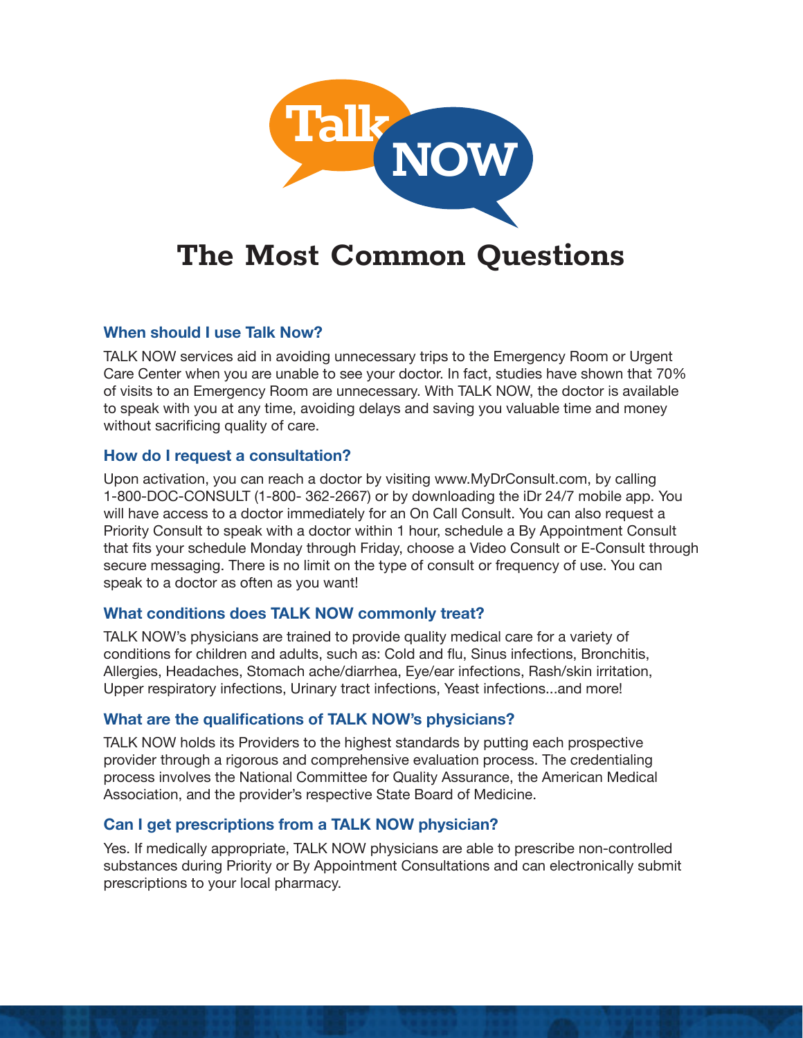Talk NOW

# The Most Common Questions

### When should I use Talk Now?

TALK NOW services aid in avoiding unnecessary trips to the Emergency Room or Urgent Care Center when you are unable to see your doctor. In fact, studies have shown that 70% of visits to an Emergency Room are unnecessary. With TALK NOW, the doctor is available to speak with you at any time, avoiding delays and saving you valuable time and money without sacrificing quality of care.

### How do I request a consultation?

Upon activation, you can reach a doctor by visiting www.MyDrConsult.com, by calling 1-800-DOC-CONSULT (1-800- 362-2667) or by downloading the iDr 24/7 mobile app. You will have access to a doctor immediately for an On Call Consult. You can also request a Priority Consult to speak with a doctor within 1 hour, schedule a By Appointment Consult that fits your schedule Monday through Friday, choose a Video Consult or E-Consult through secure messaging. There is no limit on the type of consult or frequency of use. You can speak to a doctor as often as you want!

### What conditions does TALK NOW commonly treat?

TALK NOW's physicians are trained to provide quality medical care for a variety of conditions for children and adults, such as: Cold and flu, Sinus infections, Bronchitis, Allergies, Headaches, Stomach ache/diarrhea, Eye/ear infections, Rash/skin irritation, Upper respiratory infections, Urinary tract infections, Yeast infections...and more!

### What are the qualifications of TALK NOW's physicians?

TALK NOW holds its Providers to the highest standards by putting each prospective provider through a rigorous and comprehensive evaluation process. The credentialing process involves the National Committee for Quality Assurance, the American Medical Association, and the provider's respective State Board of Medicine.

### Can I get prescriptions from a TALK NOW physician?

Yes. If medically appropriate, TALK NOW physicians are able to prescribe non-controlled substances during Priority or By Appointment Consultations and can electronically submit prescriptions to your local pharmacy.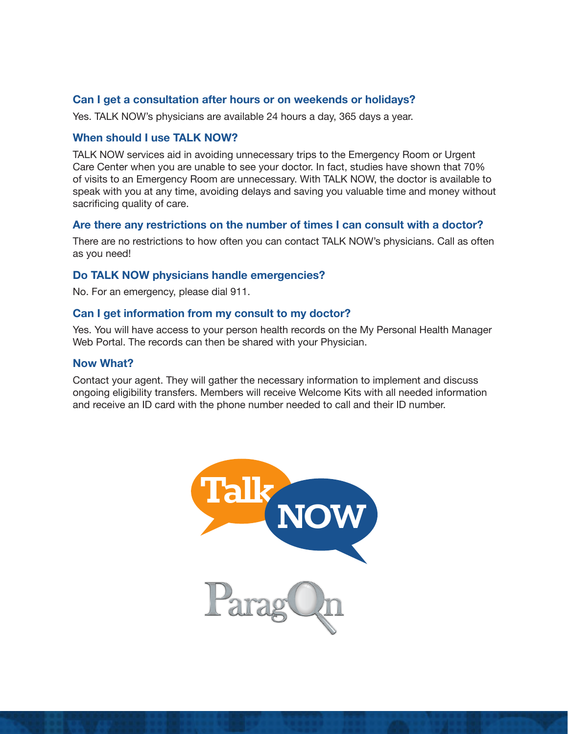### Can I get a consultation after hours or on weekends or holidays?

Yes. TALK NOW's physicians are available 24 hours a day, 365 days a year.

### When should I use TALK NOW?

TALK NOW services aid in avoiding unnecessary trips to the Emergency Room or Urgent Care Center when you are unable to see your doctor. In fact, studies have shown that 70% of visits to an Emergency Room are unnecessary. With TALK NOW, the doctor is available to speak with you at any time, avoiding delays and saving you valuable time and money without sacrificing quality of care.

### Are there any restrictions on the number of times I can consult with a doctor?

There are no restrictions to how often you can contact TALK NOW's physicians. Call as often as you need!

### Do TALK NOW physicians handle emergencies?

No. For an emergency, please dial 911.

### Can I get information from my consult to my doctor?

Yes. You will have access to your person health records on the My Personal Health Manager Web Portal. The records can then be shared with your Physician.

### Now What?

Contact your agent. They will gather the necessary information to implement and discuss ongoing eligibility transfers. Members will receive Welcome Kits with all needed information and receive an ID card with the phone number needed to call and their ID number.

Talk NOW

ParagOn